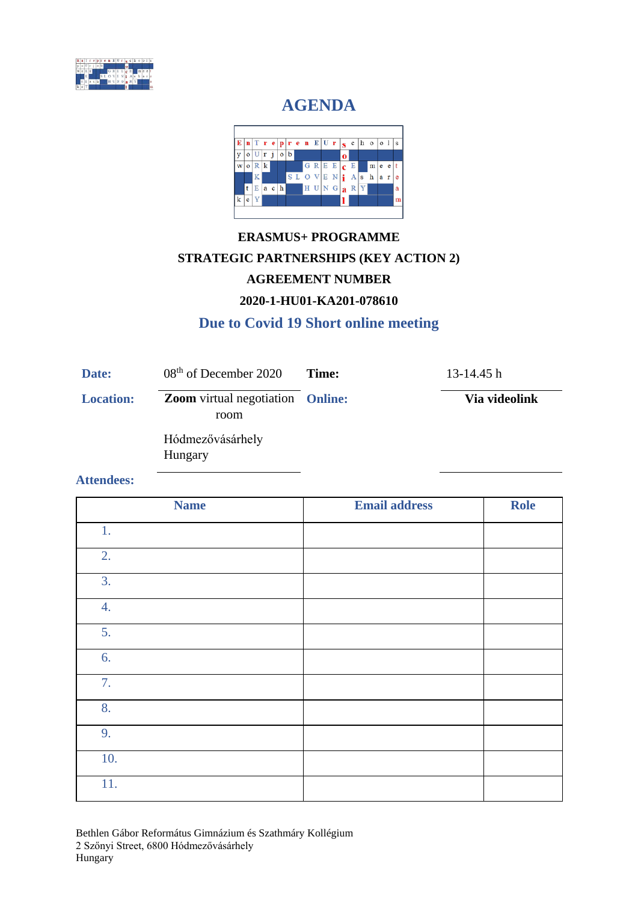# AGENDA

**ERASMUS+ PROGRAMME**

**STRATEGIC PARTNERSHIPS (KEY ACTION 2)**

**AGREEMENT NUMBER**

**2020-1-HU01-KA201-078610**

**Due to Covid 19 Short online meeting**

| | | | |
|---|---|---|---|
| **Date:** | 08th of December 2020 | **Time:** | 13-14.45 h |
| **Location:** | **Zoom** virtual negotiation room<br><br>Hódmezővásárhely Hungary | **Online:** | **Via videolink** |

**Attendees:**

| Name | Email address | Role |
|---|---|---|
| 1. | | |
| 2. | | |
| 3. | | |
| 4. | | |
| 5. | | |
| 6. | | |
| 7. | | |
| 8. | | |
| 9. | | |
| 10. | | |
| 11. | | |

Bethlen Gábor Református Gimnázium és Szathmáry Kollégium
2 Szőnyi Street, 6800 Hódmezővásárhely
Hungary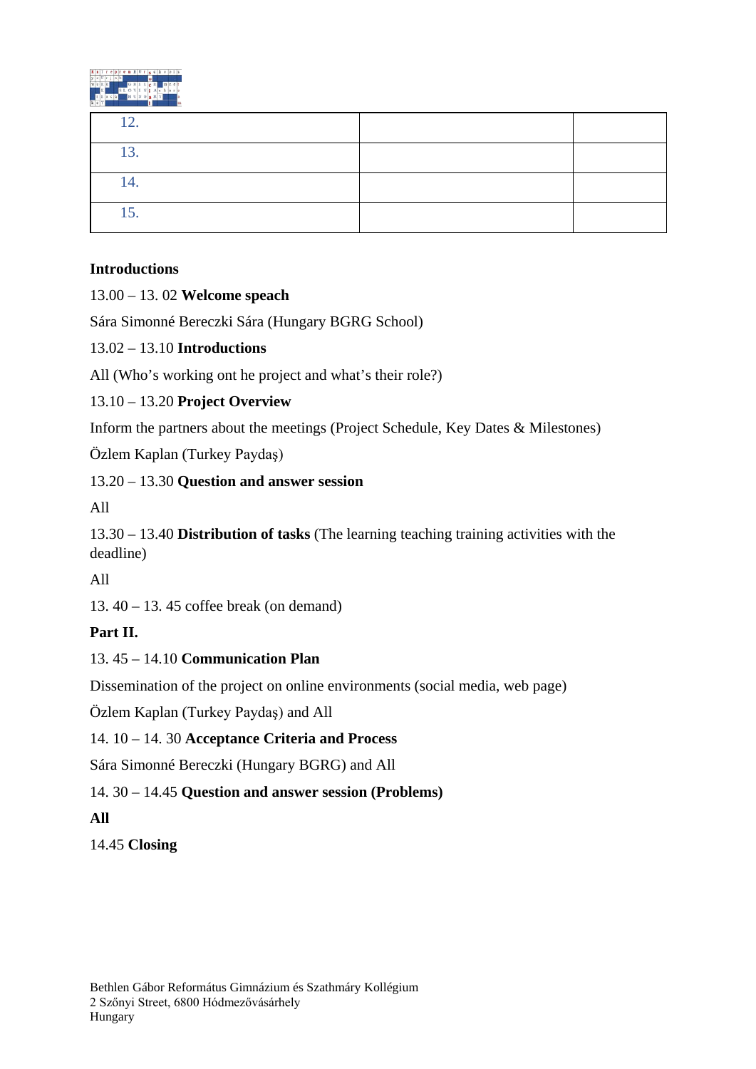| | | |
|---|---|---|
| 12. | | |
| 13. | | |
| 14. | | |
| 15. | | |

**Introductions**

13.00 – 13. 02 **Welcome speach**

Sára Simonné Bereczki Sára (Hungary BGRG School)

13.02 – 13.10 **Introductions**

All (Who's working ont he project and what's their role?)

13.10 – 13.20 **Project Overview**

Inform the partners about the meetings (Project Schedule, Key Dates & Milestones)

Özlem Kaplan (Turkey Paydaş)

13.20 – 13.30 **Question and answer session**

All

13.30 – 13.40 **Distribution of tasks** (The learning teaching training activities with the deadline)

All

13. 40 – 13. 45 coffee break (on demand)

**Part II.**

13. 45 – 14.10 **Communication Plan**

Dissemination of the project on online environments (social media, web page)

Özlem Kaplan (Turkey Paydaş) and All

14. 10 – 14. 30 **Acceptance Criteria and Process**

Sára Simonné Bereczki (Hungary BGRG) and All

14. 30 – 14.45 **Question and answer session (Problems)**

**All**

14.45 **Closing**

Bethlen Gábor Református Gimnázium és Szathmáry Kollégium
2 Szőnyi Street, 6800 Hódmezővásárhely
Hungary